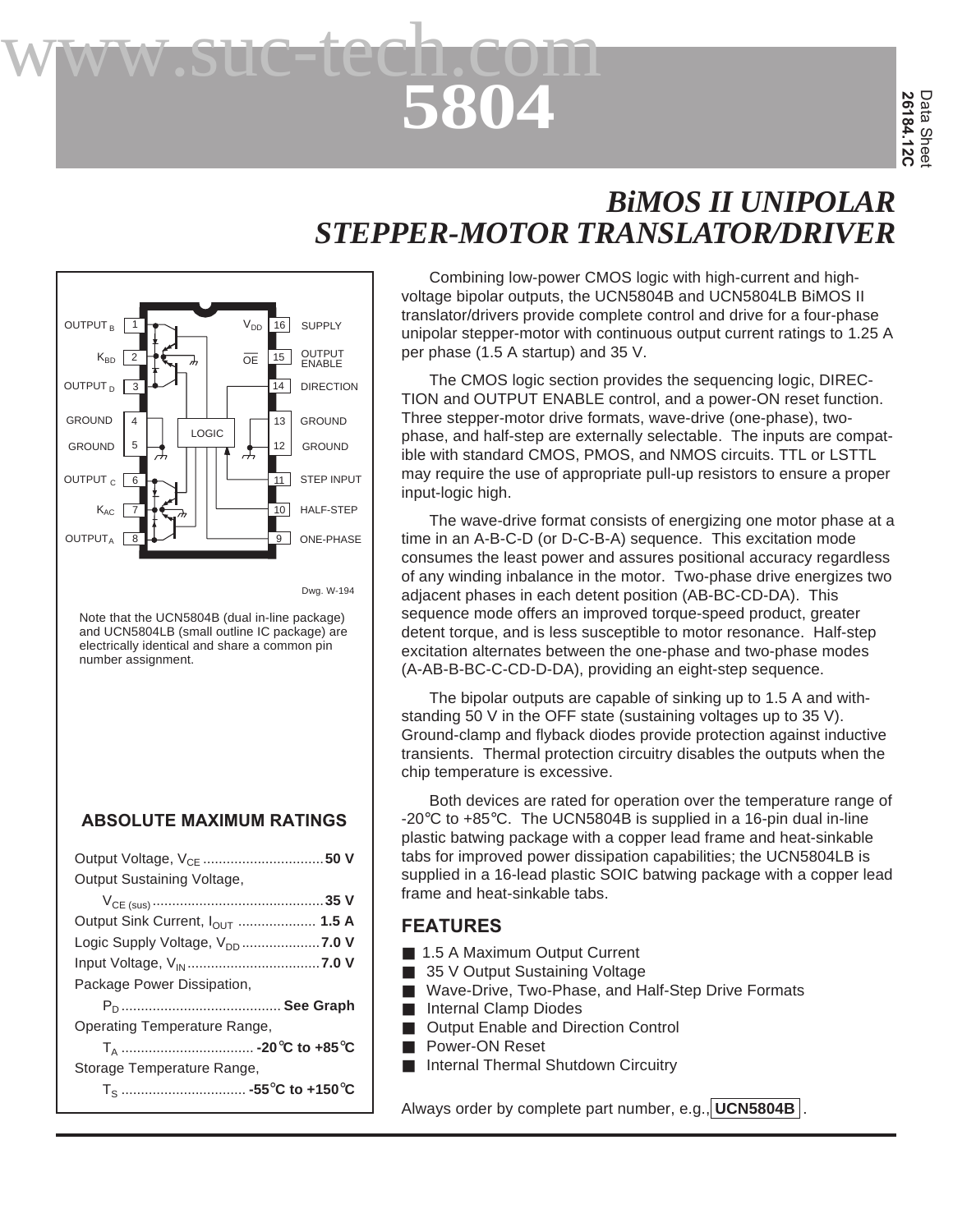# 5804

Data Sheet
26184.12C

## *BiMOS II UNIPOLAR STEPPER-MOTOR TRANSLATOR/DRIVER*

| Pin | Function | Pin | Function |
|---|---|---|---|
| 1 | $OUTPUT_B$ | 16 | $V_{DD}$ SUPPLY |
| 2 | $K_{BD}$ | 15 | $\overline{OE}$ OUTPUT ENABLE |
| 3 | $OUTPUT_D$ | 14 | DIRECTION |
| 4 | GROUND | 13 | GROUND |
| 5 | GROUND | 12 | GROUND |
| 6 | $OUTPUT_C$ | 11 | STEP INPUT |
| 7 | $K_{AC}$ | 10 | HALF-STEP |
| 8 | $OUTPUT_A$ | 9 | ONE-PHASE |

Dwg. W-194

Note that the UCN5804B (dual in-line package) and UCN5804LB (small outline IC package) are electrically identical and share a common pin number assignment.

### ABSOLUTE MAXIMUM RATINGS

Output Voltage, $V_{CE}$ .......................... **50 V**
Output Sustaining Voltage,
$V_{CE(sus)}$ .......................... **35 V**
Output Sink Current, $I_{OUT}$ .......................... **1.5 A**
Logic Supply Voltage, $V_{DD}$ .......................... **7.0 V**
Input Voltage, $V_{IN}$ .......................... **7.0 V**
Package Power Dissipation,
$P_D$ .......................... **See Graph**
Operating Temperature Range,
$T_A$ .......................... **-20°C to +85°C**
Storage Temperature Range,
$T_S$ .......................... **-55°C to +150°C**

Combining low-power CMOS logic with high-current and high-voltage bipolar outputs, the UCN5804B and UCN5804LB BiMOS II translator/drivers provide complete control and drive for a four-phase unipolar stepper-motor with continuous output current ratings to 1.25 A per phase (1.5 A startup) and 35 V.

The CMOS logic section provides the sequencing logic, DIRECTION and OUTPUT ENABLE control, and a power-ON reset function. Three stepper-motor drive formats, wave-drive (one-phase), two-phase, and half-step are externally selectable. The inputs are compatible with standard CMOS, PMOS, and NMOS circuits. TTL or LSTTL may require the use of appropriate pull-up resistors to ensure a proper input-logic high.

The wave-drive format consists of energizing one motor phase at a time in an A-B-C-D (or D-C-B-A) sequence. This excitation mode consumes the least power and assures positional accuracy regardless of any winding inbalance in the motor. Two-phase drive energizes two adjacent phases in each detent position (AB-BC-CD-DA). This sequence mode offers an improved torque-speed product, greater detent torque, and is less susceptible to motor resonance. Half-step excitation alternates between the one-phase and two-phase modes (A-AB-B-BC-C-CD-D-DA), providing an eight-step sequence.

The bipolar outputs are capable of sinking up to 1.5 A and withstanding 50 V in the OFF state (sustaining voltages up to 35 V). Ground-clamp and flyback diodes provide protection against inductive transients. Thermal protection circuitry disables the outputs when the chip temperature is excessive.

Both devices are rated for operation over the temperature range of -20°C to +85°C. The UCN5804B is supplied in a 16-pin dual in-line plastic batwing package with a copper lead frame and heat-sinkable tabs for improved power dissipation capabilities; the UCN5804LB is supplied in a 16-lead plastic SOIC batwing package with a copper lead frame and heat-sinkable tabs.

### FEATURES

- 1.5 A Maximum Output Current
- 35 V Output Sustaining Voltage
- Wave-Drive, Two-Phase, and Half-Step Drive Formats
- Internal Clamp Diodes
- Output Enable and Direction Control
- Power-ON Reset
- Internal Thermal Shutdown Circuitry

Always order by complete part number, e.g., **UCN5804B** .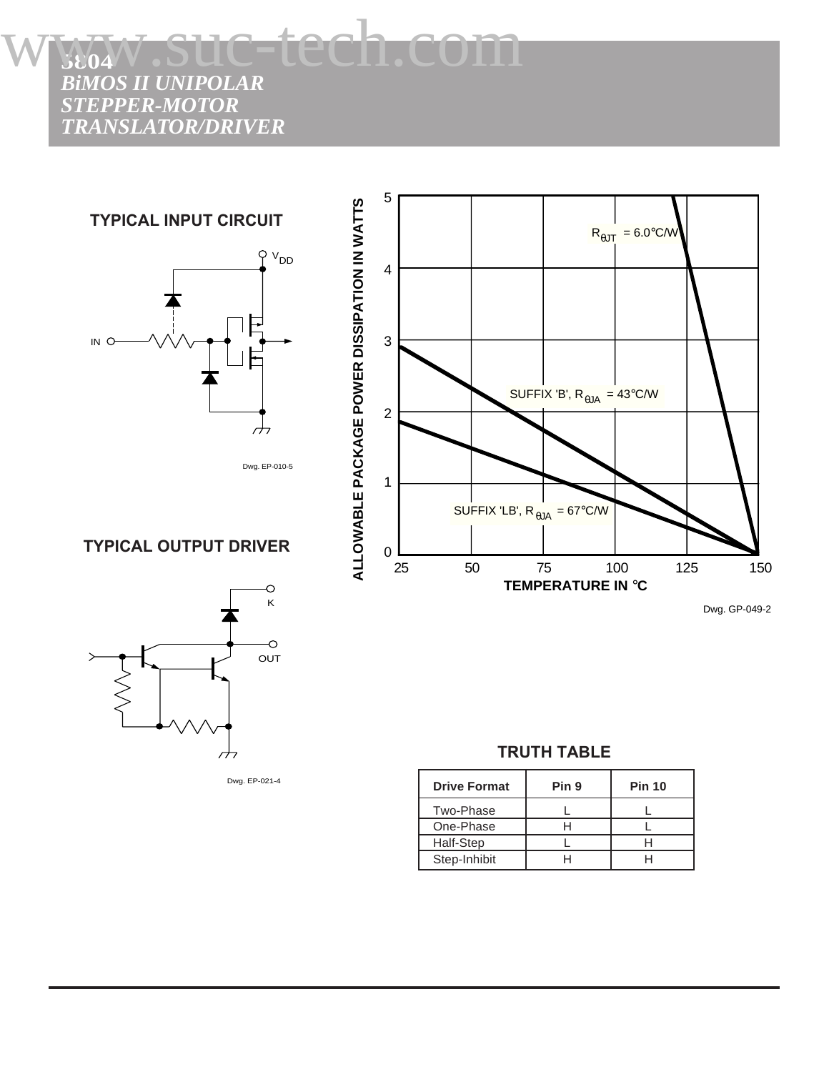## TYPICAL INPUT CIRCUIT

Dwg. EP-010-5

## TYPICAL OUTPUT DRIVER

Dwg. EP-021-4

Dwg. GP-049-2

## TRUTH TABLE

| Drive Format | Pin 9 | Pin 10 |
|---|---|---|
| Two-Phase | L | L |
| One-Phase | H | L |
| Half-Step | L | H |
| Step-Inhibit | H | H |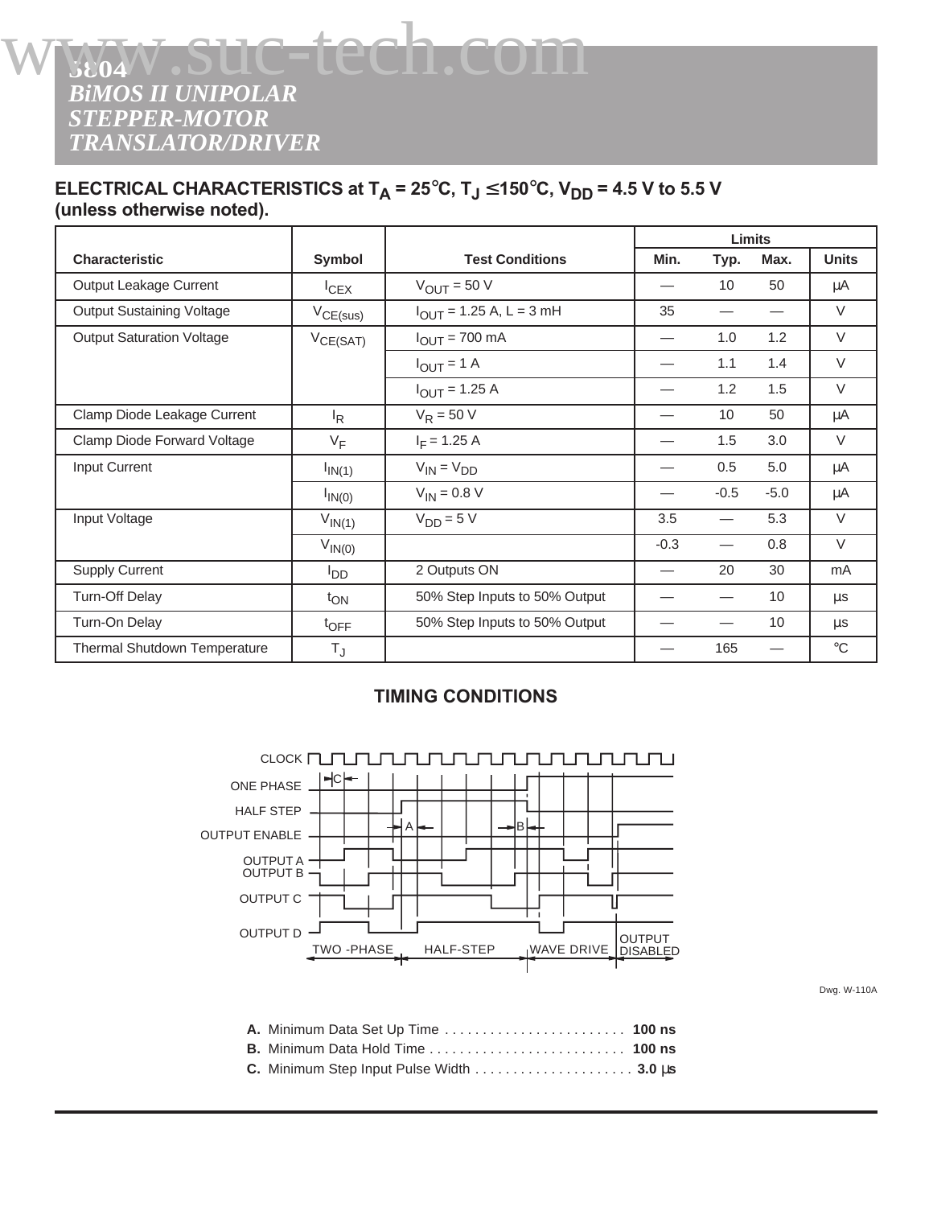# 5804 BiMOS II UNIPOLAR STEPPER-MOTOR TRANSLATOR/DRIVER

## ELECTRICAL CHARACTERISTICS at $T_A$ = 25°C, $T_J$ ≤150°C, $V_{DD}$ = 4.5 V to 5.5 V (unless otherwise noted).

| Characteristic | Symbol | Test Conditions | Limits Min. | Limits Typ. | Limits Max. | Units |
|---|---|---|---|---|---|---|
| Output Leakage Current | $I_{CEX}$ | $V_{OUT}$ = 50 V | — | 10 | 50 | µA |
| Output Sustaining Voltage | $V_{CE(sus)}$ | $I_{OUT}$ = 1.25 A, L = 3 mH | 35 | — | — | V |
| Output Saturation Voltage | $V_{CE(SAT)}$ | $I_{OUT}$ = 700 mA | — | 1.0 | 1.2 | V |
| | | $I_{OUT}$ = 1 A | — | 1.1 | 1.4 | V |
| | | $I_{OUT}$ = 1.25 A | — | 1.2 | 1.5 | V |
| Clamp Diode Leakage Current | $I_R$ | $V_R$ = 50 V | — | 10 | 50 | µA |
| Clamp Diode Forward Voltage | $V_F$ | $I_F$ = 1.25 A | — | 1.5 | 3.0 | V |
| Input Current | $I_{IN(1)}$ | $V_{IN} = V_{DD}$ | — | 0.5 | 5.0 | µA |
| | $I_{IN(0)}$ | $V_{IN}$ = 0.8 V | — | -0.5 | -5.0 | µA |
| Input Voltage | $V_{IN(1)}$ | $V_{DD}$ = 5 V | 3.5 | — | 5.3 | V |
| | $V_{IN(0)}$ | | -0.3 | — | 0.8 | V |
| Supply Current | $I_{DD}$ | 2 Outputs ON | — | 20 | 30 | mA |
| Turn-Off Delay | $t_{ON}$ | 50% Step Inputs to 50% Output | — | — | 10 | µs |
| Turn-On Delay | $t_{OFF}$ | 50% Step Inputs to 50% Output | — | — | 10 | µs |
| Thermal Shutdown Temperature | $T_J$ | | — | 165 | — | °C |

## TIMING CONDITIONS

CLOCK, ONE PHASE, HALF STEP, OUTPUT ENABLE, OUTPUT A, OUTPUT B, OUTPUT C, OUTPUT D

TWO -PHASE | HALF-STEP | WAVE DRIVE | OUTPUT DISABLED

Dwg. W-110A

**A.** Minimum Data Set Up Time ........................ **100 ns**
**B.** Minimum Data Hold Time .......................... **100 ns**
**C.** Minimum Step Input Pulse Width ..................... **3.0 µs**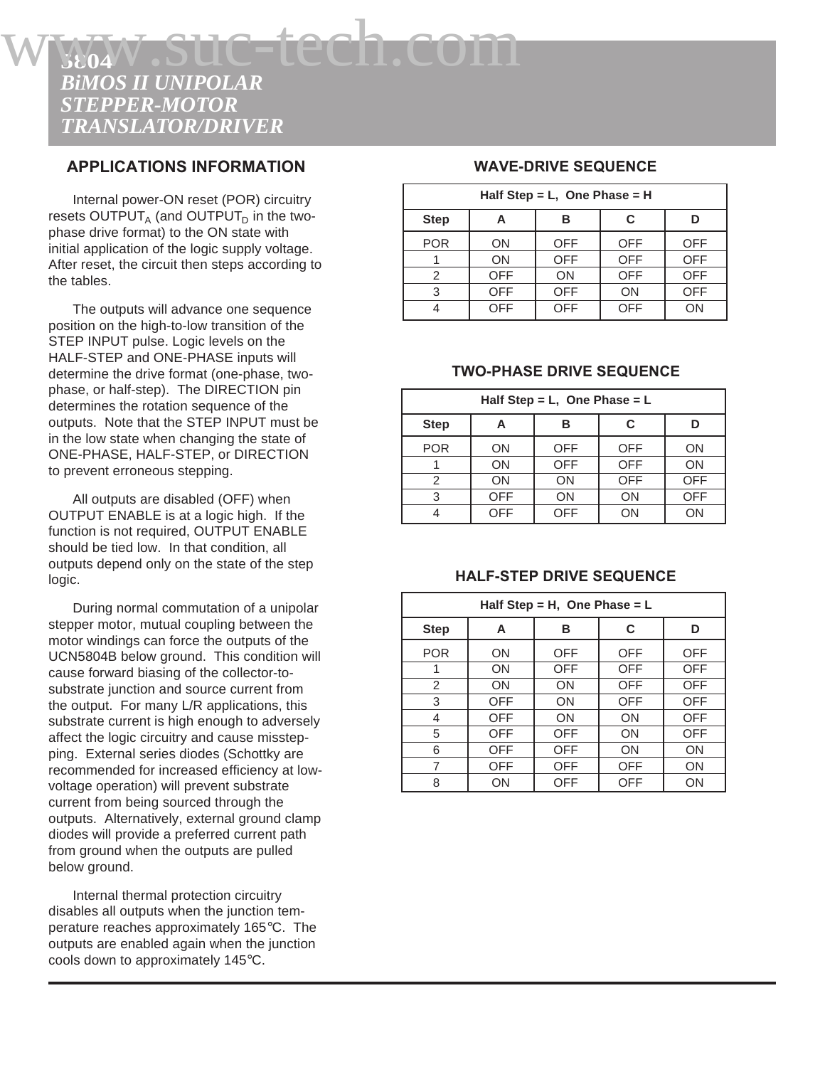## APPLICATIONS INFORMATION

Internal power-ON reset (POR) circuitry resets $OUTPUT_A$ (and $OUTPUT_D$ in the two-phase drive format) to the ON state with initial application of the logic supply voltage. After reset, the circuit then steps according to the tables.

The outputs will advance one sequence position on the high-to-low transition of the STEP INPUT pulse. Logic levels on the HALF-STEP and ONE-PHASE inputs will determine the drive format (one-phase, two-phase, or half-step). The DIRECTION pin determines the rotation sequence of the outputs. Note that the STEP INPUT must be in the low state when changing the state of ONE-PHASE, HALF-STEP, or DIRECTION to prevent erroneous stepping.

All outputs are disabled (OFF) when OUTPUT ENABLE is at a logic high. If the function is not required, OUTPUT ENABLE should be tied low. In that condition, all outputs depend only on the state of the step logic.

During normal commutation of a unipolar stepper motor, mutual coupling between the motor windings can force the outputs of the UCN5804B below ground. This condition will cause forward biasing of the collector-to-substrate junction and source current from the output. For many L/R applications, this substrate current is high enough to adversely affect the logic circuitry and cause misstepping. External series diodes (Schottky are recommended for increased efficiency at low-voltage operation) will prevent substrate current from being sourced through the outputs. Alternatively, external ground clamp diodes will provide a preferred current path from ground when the outputs are pulled below ground.

Internal thermal protection circuitry disables all outputs when the junction temperature reaches approximately 165°C. The outputs are enabled again when the junction cools down to approximately 145°C.

### WAVE-DRIVE SEQUENCE

| Half Step = L, One Phase = H | | | | |
|---|---|---|---|---|
| **Step** | **A** | **B** | **C** | **D** |
| POR | ON | OFF | OFF | OFF |
| 1 | ON | OFF | OFF | OFF |
| 2 | OFF | ON | OFF | OFF |
| 3 | OFF | OFF | ON | OFF |
| 4 | OFF | OFF | OFF | ON |

### TWO-PHASE DRIVE SEQUENCE

| Half Step = L, One Phase = L | | | | |
|---|---|---|---|---|
| **Step** | **A** | **B** | **C** | **D** |
| POR | ON | OFF | OFF | ON |
| 1 | ON | OFF | OFF | ON |
| 2 | ON | ON | OFF | OFF |
| 3 | OFF | ON | ON | OFF |
| 4 | OFF | OFF | ON | ON |

### HALF-STEP DRIVE SEQUENCE

| Half Step = H, One Phase = L | | | | |
|---|---|---|---|---|
| **Step** | **A** | **B** | **C** | **D** |
| POR | ON | OFF | OFF | OFF |
| 1 | ON | OFF | OFF | OFF |
| 2 | ON | ON | OFF | OFF |
| 3 | OFF | ON | OFF | OFF |
| 4 | OFF | ON | ON | OFF |
| 5 | OFF | OFF | ON | OFF |
| 6 | OFF | OFF | ON | ON |
| 7 | OFF | OFF | OFF | ON |
| 8 | ON | OFF | OFF | ON |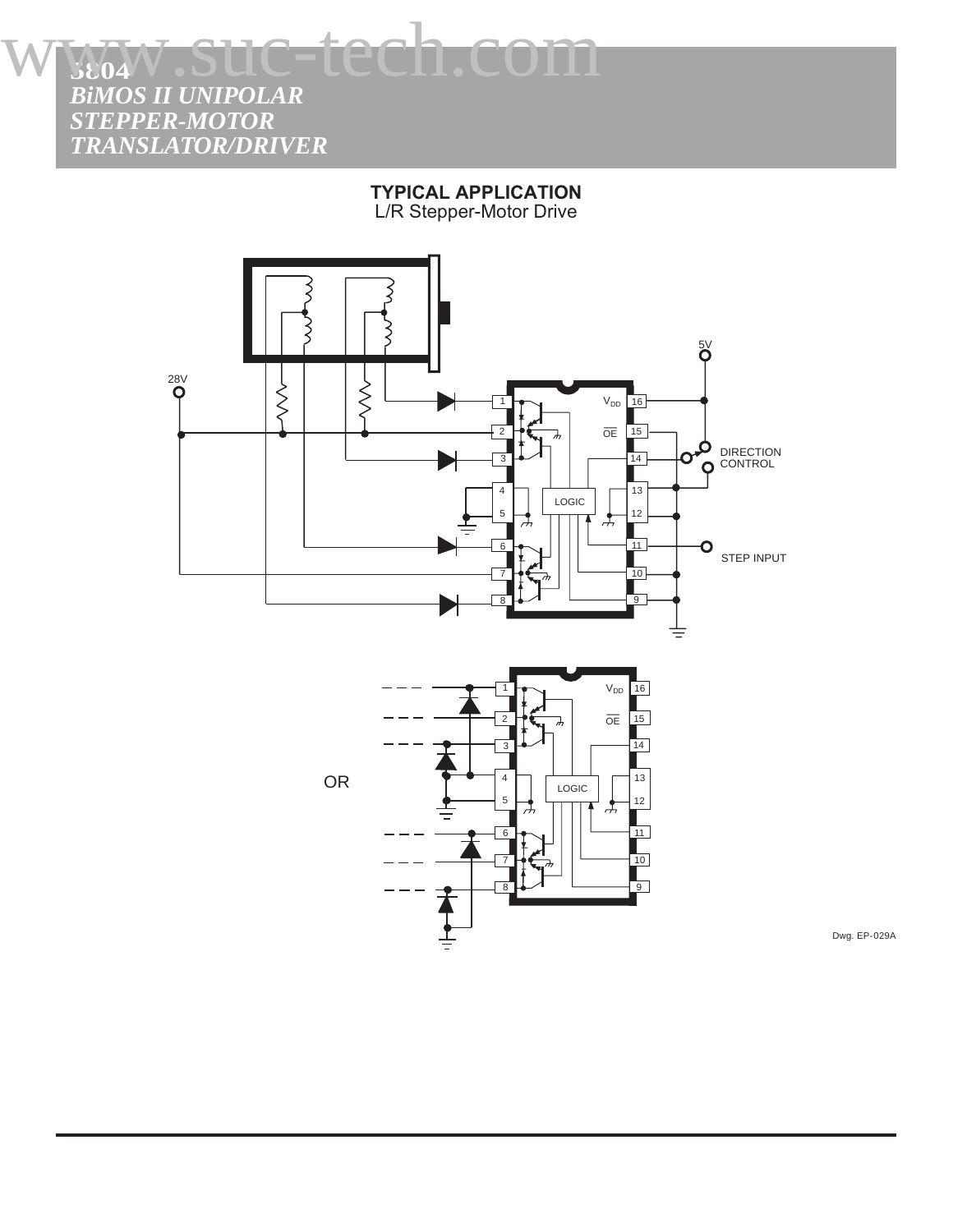## TYPICAL APPLICATION

L/R Stepper-Motor Drive

Dwg. EP-029A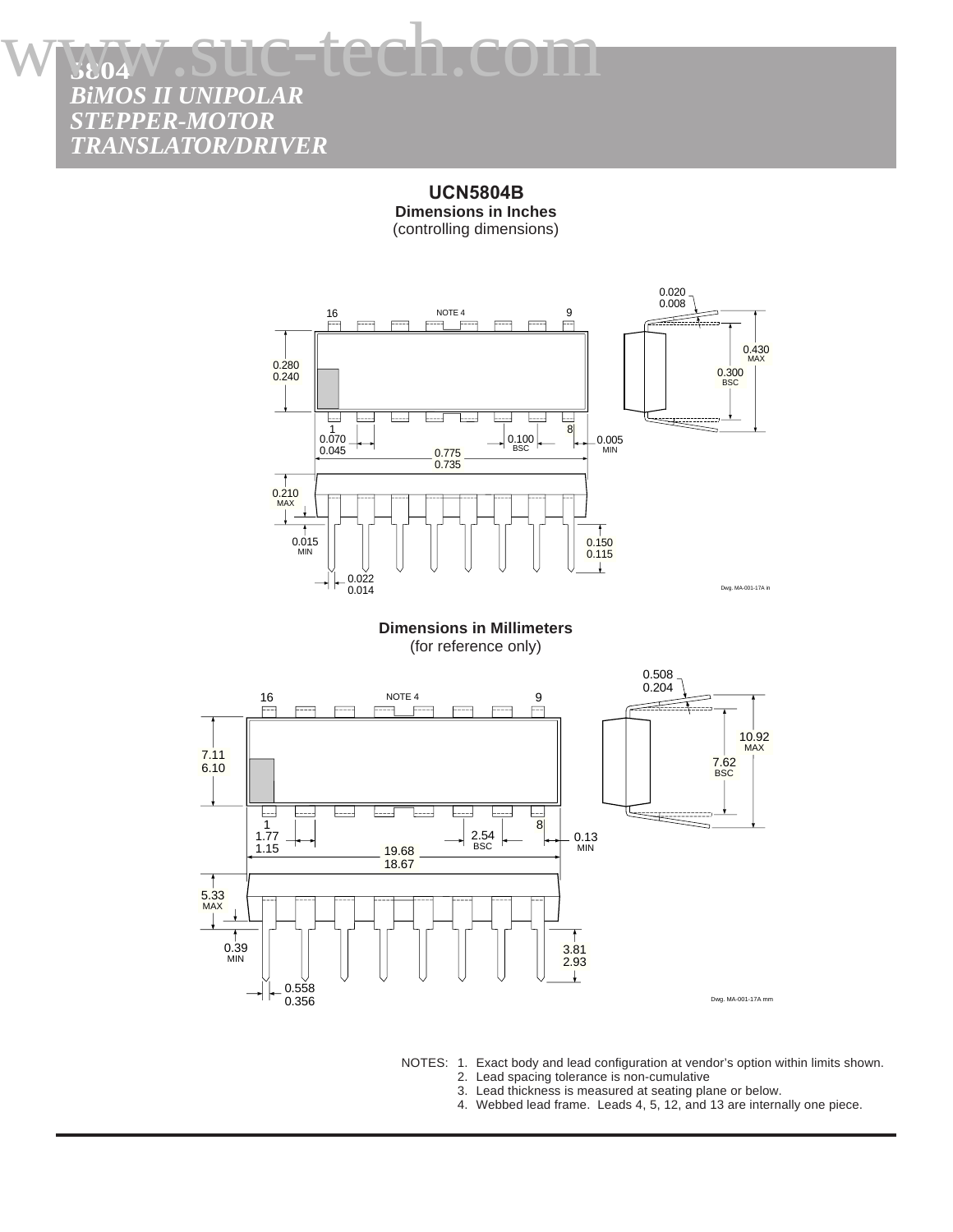## UCN5804B

**Dimensions in Inches**
(controlling dimensions)

0.020
0.008

16 NOTE 4 9

0.430 MAX

0.280
0.240

0.300 BSC

1 8

0.070
0.045

0.100 BSC

0.005 MIN

0.775
0.735

0.210 MAX

0.015 MIN

0.150
0.115

0.022
0.014

Dwg. MA-001-17A in

**Dimensions in Millimeters**
(for reference only)

0.508
0.204

16 NOTE 4 9

10.92 MAX

7.11
6.10

7.62 BSC

1 8

1.77
1.15

2.54 BSC

0.13 MIN

19.68
18.67

5.33 MAX

0.39 MIN

3.81
2.93

0.558
0.356

Dwg. MA-001-17A mm

NOTES:
1. Exact body and lead configuration at vendor's option within limits shown.
2. Lead spacing tolerance is non-cumulative
3. Lead thickness is measured at seating plane or below.
4. Webbed lead frame. Leads 4, 5, 12, and 13 are internally one piece.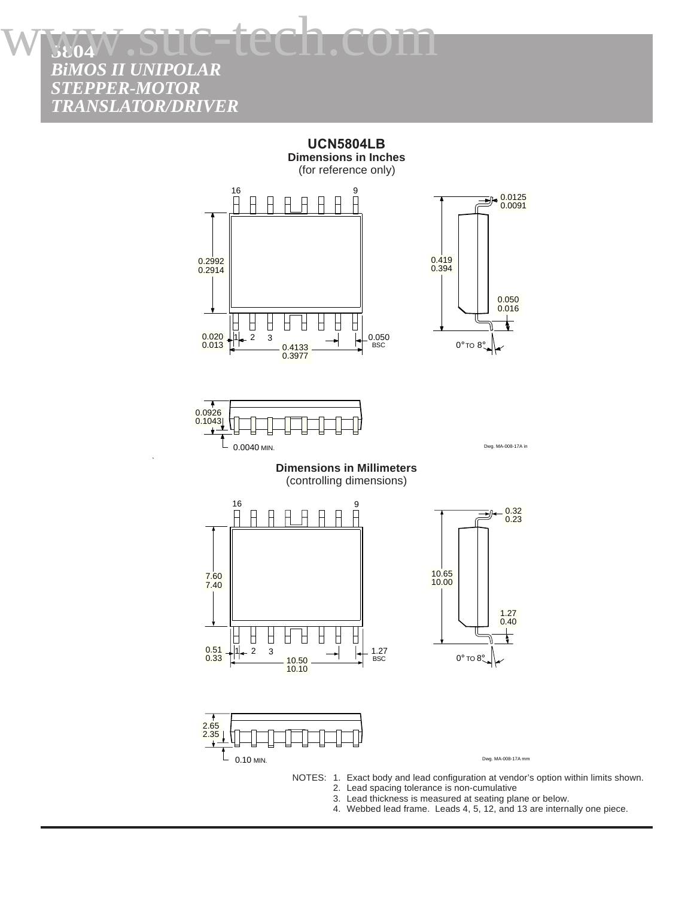## UCN5804LB

**Dimensions in Inches**
(for reference only)

Dwg. MA-008-17A in

**Dimensions in Millimeters**
(controlling dimensions)

Dwg. MA-008-17A mm

NOTES:
1. Exact body and lead configuration at vendor's option within limits shown.
2. Lead spacing tolerance is non-cumulative
3. Lead thickness is measured at seating plane or below.
4. Webbed lead frame. Leads 4, 5, 12, and 13 are internally one piece.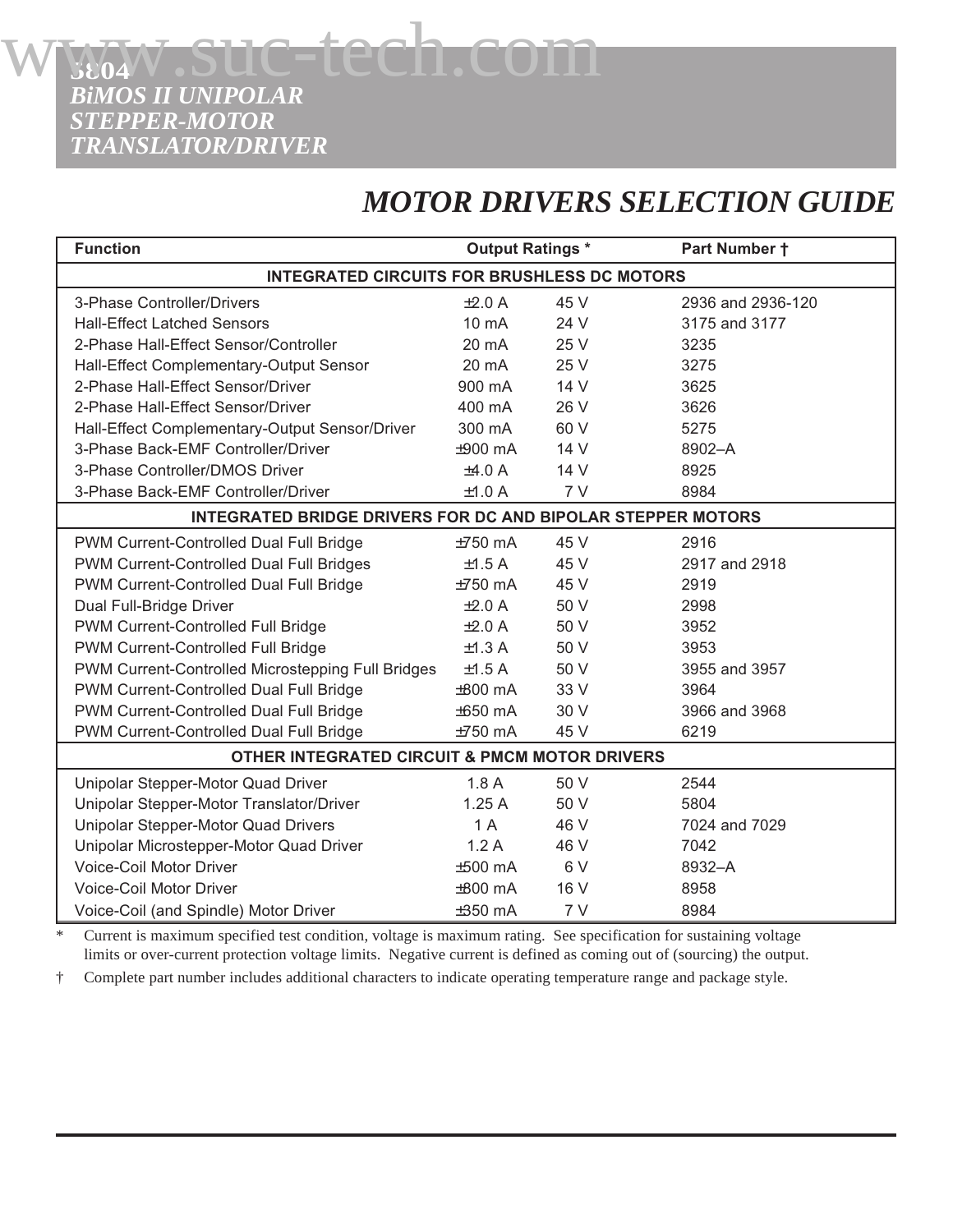# MOTOR DRIVERS SELECTION GUIDE

| Function | Output Ratings * | | Part Number † |
|---|---|---|---|
| **INTEGRATED CIRCUITS FOR BRUSHLESS DC MOTORS** | | | |
| 3-Phase Controller/Drivers | ±2.0 A | 45 V | 2936 and 2936-120 |
| Hall-Effect Latched Sensors | 10 mA | 24 V | 3175 and 3177 |
| 2-Phase Hall-Effect Sensor/Controller | 20 mA | 25 V | 3235 |
| Hall-Effect Complementary-Output Sensor | 20 mA | 25 V | 3275 |
| 2-Phase Hall-Effect Sensor/Driver | 900 mA | 14 V | 3625 |
| 2-Phase Hall-Effect Sensor/Driver | 400 mA | 26 V | 3626 |
| Hall-Effect Complementary-Output Sensor/Driver | 300 mA | 60 V | 5275 |
| 3-Phase Back-EMF Controller/Driver | ±900 mA | 14 V | 8902–A |
| 3-Phase Controller/DMOS Driver | ±4.0 A | 14 V | 8925 |
| 3-Phase Back-EMF Controller/Driver | ±1.0 A | 7 V | 8984 |
| **INTEGRATED BRIDGE DRIVERS FOR DC AND BIPOLAR STEPPER MOTORS** | | | |
| PWM Current-Controlled Dual Full Bridge | ±750 mA | 45 V | 2916 |
| PWM Current-Controlled Dual Full Bridges | ±1.5 A | 45 V | 2917 and 2918 |
| PWM Current-Controlled Dual Full Bridge | ±750 mA | 45 V | 2919 |
| Dual Full-Bridge Driver | ±2.0 A | 50 V | 2998 |
| PWM Current-Controlled Full Bridge | ±2.0 A | 50 V | 3952 |
| PWM Current-Controlled Full Bridge | ±1.3 A | 50 V | 3953 |
| PWM Current-Controlled Microstepping Full Bridges | ±1.5 A | 50 V | 3955 and 3957 |
| PWM Current-Controlled Dual Full Bridge | ±800 mA | 33 V | 3964 |
| PWM Current-Controlled Dual Full Bridge | ±650 mA | 30 V | 3966 and 3968 |
| PWM Current-Controlled Dual Full Bridge | ±750 mA | 45 V | 6219 |
| **OTHER INTEGRATED CIRCUIT & PMCM MOTOR DRIVERS** | | | |
| Unipolar Stepper-Motor Quad Driver | 1.8 A | 50 V | 2544 |
| Unipolar Stepper-Motor Translator/Driver | 1.25 A | 50 V | 5804 |
| Unipolar Stepper-Motor Quad Drivers | 1 A | 46 V | 7024 and 7029 |
| Unipolar Microstepper-Motor Quad Driver | 1.2 A | 46 V | 7042 |
| Voice-Coil Motor Driver | ±500 mA | 6 V | 8932–A |
| Voice-Coil Motor Driver | ±800 mA | 16 V | 8958 |
| Voice-Coil (and Spindle) Motor Driver | ±350 mA | 7 V | 8984 |

\* Current is maximum specified test condition, voltage is maximum rating. See specification for sustaining voltage limits or over-current protection voltage limits. Negative current is defined as coming out of (sourcing) the output.

† Complete part number includes additional characters to indicate operating temperature range and package style.